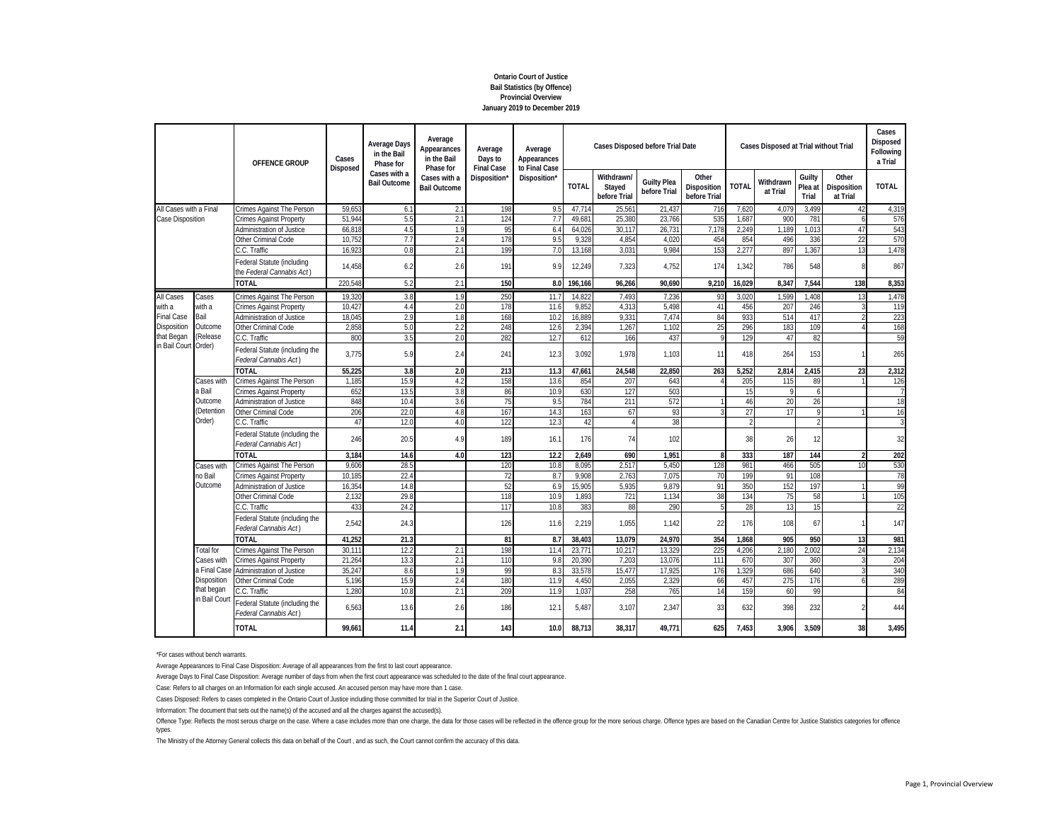**Ontario Court of Justice**
**Bail Statistics (by Offence)**
**Provincial Overview**
**January 2019 to December 2019**

| | | OFFENCE GROUP | Cases Disposed | Average Days in the Bail Phase for Cases with a Bail Outcome | Average Appearances in the Bail Phase for Cases with a Bail Outcome | Average Days to Final Case Disposition* | Average Appearances to Final Case Disposition* | Cases Disposed before Trial Date | | | | Cases Disposed at Trial without Trial | | | | Cases Disposed Following a Trial |
|---|---|---|---|---|---|---|---|---|---|---|---|---|---|---|---|---|
| | | | | | | | | TOTAL | Withdrawn/ Stayed before Trial | Guilty Plea before Trial | Other Disposition before Trial | TOTAL | Withdrawn at Trial | Guilty Plea at Trial | Other Disposition at Trial | TOTAL |
| All Cases with a Final Case Disposition | | Crimes Against The Person | 59,653 | 6.1 | 2.1 | 198 | 9.5 | 47,714 | 25,561 | 21,437 | 716 | 7,620 | 4,079 | 3,499 | 42 | 4,319 |
| | | Crimes Against Property | 51,944 | 5.5 | 2.1 | 124 | 7.7 | 49,681 | 25,380 | 23,766 | 535 | 1,687 | 900 | 781 | 6 | 576 |
| | | Administration of Justice | 66,818 | 4.5 | 1.9 | 95 | 6.4 | 64,026 | 30,117 | 26,731 | 7,178 | 2,249 | 1,189 | 1,013 | 47 | 543 |
| | | Other Criminal Code | 10,752 | 7.7 | 2.4 | 178 | 9.5 | 9,328 | 4,854 | 4,020 | 454 | 854 | 496 | 336 | 22 | 570 |
| | | C.C. Traffic | 16,923 | 0.8 | 2.1 | 199 | 7.0 | 13,168 | 3,031 | 9,984 | 153 | 2,277 | 897 | 1,367 | 13 | 1,478 |
| | | Federal Statute (including the *Federal Cannabis Act*) | 14,458 | 6.2 | 2.6 | 191 | 9.9 | 12,249 | 7,323 | 4,752 | 174 | 1,342 | 786 | 548 | 8 | 867 |
| | | **TOTAL** | **220,548** | **5.2** | **2.1** | **150** | **8.0** | **196,166** | **96,266** | **90,690** | **9,210** | **16,029** | **8,347** | **7,544** | **138** | **8,353** |
| All Cases with a Final Case Disposition that Began in Bail Court | Cases with a Bail Outcome (Release Order) | Crimes Against The Person | 19,320 | 3.8 | 1.9 | 250 | 11.7 | 14,822 | 7,493 | 7,236 | 93 | 3,020 | 1,599 | 1,408 | 13 | 1,478 |
| | | Crimes Against Property | 10,427 | 4.4 | 2.0 | 178 | 11.6 | 9,852 | 4,313 | 5,498 | 41 | 456 | 207 | 246 | 3 | 119 |
| | | Administration of Justice | 18,045 | 2.9 | 1.8 | 168 | 10.2 | 16,889 | 9,331 | 7,474 | 84 | 933 | 514 | 417 | 2 | 223 |
| | | Other Criminal Code | 2,858 | 5.0 | 2.2 | 248 | 12.6 | 2,394 | 1,267 | 1,102 | 25 | 296 | 183 | 109 | 4 | 168 |
| | | C.C. Traffic | 800 | 3.5 | 2.0 | 282 | 12.7 | 612 | 166 | 437 | 9 | 129 | 47 | 82 | | 59 |
| | | Federal Statute (including the *Federal Cannabis Act*) | 3,775 | 5.9 | 2.4 | 241 | 12.3 | 3,092 | 1,978 | 1,103 | 11 | 418 | 264 | 153 | 1 | 265 |
| | | **TOTAL** | **55,225** | **3.8** | **2.0** | **213** | **11.3** | **47,661** | **24,548** | **22,850** | **263** | **5,252** | **2,814** | **2,415** | **23** | **2,312** |
| | Cases with a Bail Outcome (Detention Order) | Crimes Against The Person | 1,185 | 15.9 | 4.2 | 158 | 13.6 | 854 | 207 | 643 | 4 | 205 | 115 | 89 | 1 | 126 |
| | | Crimes Against Property | 652 | 13.5 | 3.8 | 86 | 10.9 | 630 | 127 | 503 | | 15 | 9 | 6 | | 7 |
| | | Administration of Justice | 848 | 10.4 | 3.6 | 75 | 9.5 | 784 | 211 | 572 | 1 | 46 | 20 | 26 | | 18 |
| | | Other Criminal Code | 206 | 22.0 | 4.8 | 167 | 14.3 | 163 | 67 | 93 | 3 | 27 | 17 | 9 | 1 | 16 |
| | | C.C. Traffic | 47 | 12.0 | 4.0 | 122 | 12.3 | 42 | 4 | 38 | | 2 | | 2 | | 3 |
| | | Federal Statute (including the *Federal Cannabis Act*) | 246 | 20.5 | 4.9 | 189 | 16.1 | 176 | 74 | 102 | | 38 | 26 | 12 | | 32 |
| | | **TOTAL** | **3,184** | **14.6** | **4.0** | **123** | **12.2** | **2,649** | **690** | **1,951** | **8** | **333** | **187** | **144** | **2** | **202** |
| | Cases with no Bail Outcome | Crimes Against The Person | 9,606 | 28.5 | | 120 | 10.8 | 8,095 | 2,517 | 5,450 | 128 | 981 | 466 | 505 | 10 | 530 |
| | | Crimes Against Property | 10,185 | 22.4 | | 72 | 8.7 | 9,908 | 2,763 | 7,075 | 70 | 199 | 91 | 108 | | 78 |
| | | Administration of Justice | 16,354 | 14.8 | | 52 | 6.9 | 15,905 | 5,935 | 9,879 | 91 | 350 | 152 | 197 | 1 | 99 |
| | | Other Criminal Code | 2,132 | 29.8 | | 118 | 10.9 | 1,893 | 721 | 1,134 | 38 | 134 | 75 | 58 | 1 | 105 |
| | | C.C. Traffic | 433 | 24.2 | | 117 | 10.8 | 383 | 88 | 290 | 5 | 28 | 13 | 15 | | 22 |
| | | Federal Statute (including the *Federal Cannabis Act*) | 2,542 | 24.3 | | 126 | 11.6 | 2,219 | 1,055 | 1,142 | 22 | 176 | 108 | 67 | 1 | 147 |
| | | **TOTAL** | **41,252** | **21.3** | | **81** | **8.7** | **38,403** | **13,079** | **24,970** | **354** | **1,868** | **905** | **950** | **13** | **981** |
| | Total for Cases with a Final Case Disposition that began in Bail Court | Crimes Against The Person | 30,111 | 12.2 | 2.1 | 198 | 11.4 | 23,771 | 10,217 | 13,329 | 225 | 4,206 | 2,180 | 2,002 | 24 | 2,134 |
| | | Crimes Against Property | 21,264 | 13.3 | 2.1 | 110 | 9.8 | 20,390 | 7,203 | 13,076 | 111 | 670 | 307 | 360 | 3 | 204 |
| | | Administration of Justice | 35,247 | 8.6 | 1.9 | 99 | 8.3 | 33,578 | 15,477 | 17,925 | 176 | 1,329 | 686 | 640 | 3 | 340 |
| | | Other Criminal Code | 5,196 | 15.9 | 2.4 | 180 | 11.9 | 4,450 | 2,055 | 2,329 | 66 | 457 | 275 | 176 | 6 | 289 |
| | | C.C. Traffic | 1,280 | 10.8 | 2.1 | 209 | 11.9 | 1,037 | 258 | 765 | 14 | 159 | 60 | 99 | | 84 |
| | | Federal Statute (including the *Federal Cannabis Act*) | 6,563 | 13.6 | 2.6 | 186 | 12.1 | 5,487 | 3,107 | 2,347 | 33 | 632 | 398 | 232 | 2 | 444 |
| | | **TOTAL** | **99,661** | **11.4** | **2.1** | **143** | **10.0** | **88,713** | **38,317** | **49,771** | **625** | **7,453** | **3,906** | **3,509** | **38** | **3,495** |

*For cases without bench warrants.

Average Appearances to Final Case Disposition: Average of all appearances from the first to last court appearance.

Average Days to Final Case Disposition: Average number of days from when the first court appearance was scheduled to the date of the final court appearance.

Case: Refers to all charges on an Information for each single accused. An accused person may have more than 1 case.

Cases Disposed: Refers to cases completed in the Ontario Court of Justice including those committed for trial in the Superior Court of Justice.

Information: The document that sets out the name(s) of the accused and all the charges against the accused(s).

Offence Type: Reflects the most serous charge on the case. Where a case includes more than one charge, the data for those cases will be reflected in the offence group for the more serious charge. Offence types are based on the Canadian Centre for Justice Statistics categories for offence types.

The Ministry of the Attorney General collects this data on behalf of the Court , and as such, the Court cannot confirm the accuracy of this data.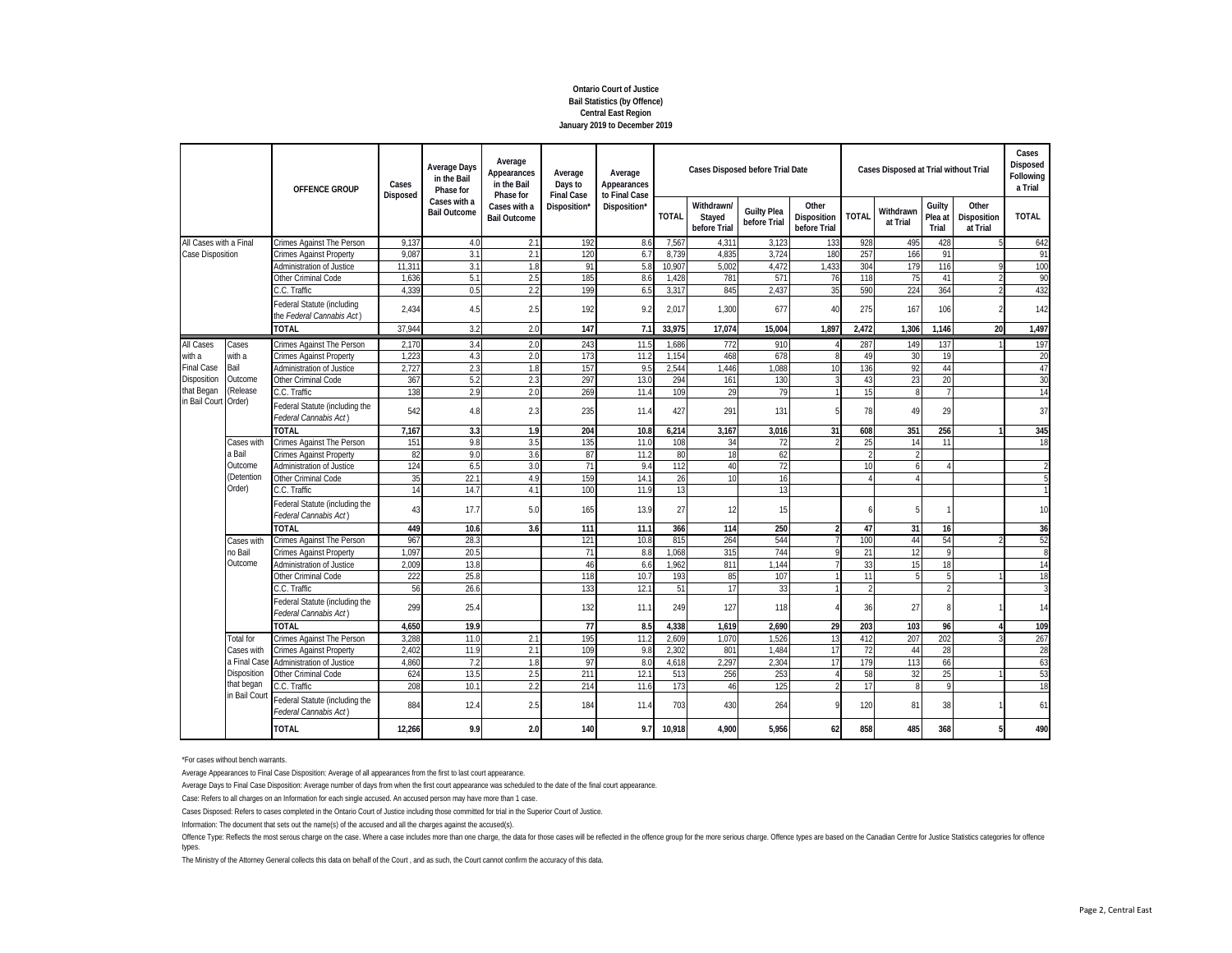**Ontario Court of Justice**
**Bail Statistics (by Offence)**
**Central East Region**
**January 2019 to December 2019**

| | | OFFENCE GROUP | Cases Disposed | Average Days in the Bail Phase for Cases with a Bail Outcome | Average Appearances in the Bail Phase for Cases with a Bail Outcome | Average Days to Final Case Disposition* | Average Appearances to Final Case Disposition* | Cases Disposed before Trial Date | | | | Cases Disposed at Trial without Trial | | | | Cases Disposed Following a Trial |
|---|---|---|---|---|---|---|---|---|---|---|---|---|---|---|---|---|
| | | | | | | | | TOTAL | Withdrawn/ Stayed before Trial | Guilty Plea before Trial | Other Disposition before Trial | TOTAL | Withdrawn at Trial | Guilty Plea at Trial | Other Disposition at Trial | TOTAL |
| All Cases with a Final Case Disposition | | Crimes Against The Person | 9,137 | 4.0 | 2.1 | 192 | 8.6 | 7,567 | 4,311 | 3,123 | 133 | 928 | 495 | 428 | 5 | 642 |
| | | Crimes Against Property | 9,087 | 3.1 | 2.1 | 120 | 6.7 | 8,739 | 4,835 | 3,724 | 180 | 257 | 166 | 91 | | 91 |
| | | Administration of Justice | 11,311 | 3.1 | 1.8 | 91 | 5.8 | 10,907 | 5,002 | 4,472 | 1,433 | 304 | 179 | 116 | 9 | 100 |
| | | Other Criminal Code | 1,636 | 5.1 | 2.5 | 185 | 8.6 | 1,428 | 781 | 571 | 76 | 118 | 75 | 41 | 2 | 90 |
| | | C.C. Traffic | 4,339 | 0.5 | 2.2 | 199 | 6.5 | 3,317 | 845 | 2,437 | 35 | 590 | 224 | 364 | 2 | 432 |
| | | Federal Statute (including the *Federal Cannabis Act*) | 2,434 | 4.5 | 2.5 | 192 | 9.2 | 2,017 | 1,300 | 677 | 40 | 275 | 167 | 106 | 2 | 142 |
| | | **TOTAL** | 37,944 | 3.2 | 2.0 | **147** | **7.1** | **33,975** | **17,074** | **15,004** | **1,897** | **2,472** | **1,306** | **1,146** | **20** | **1,497** |
| All Cases with a Final Case Disposition that Began in Bail Court | Cases with a Bail Outcome (Release Order) | Crimes Against The Person | 2,170 | 3.4 | 2.0 | 243 | 11.5 | 1,686 | 772 | 910 | 4 | 287 | 149 | 137 | 1 | 197 |
| | | Crimes Against Property | 1,223 | 4.3 | 2.0 | 173 | 11.2 | 1,154 | 468 | 678 | 8 | 49 | 30 | 19 | | 20 |
| | | Administration of Justice | 2,727 | 2.3 | 1.8 | 157 | 9.5 | 2,544 | 1,446 | 1,088 | 10 | 136 | 92 | 44 | | 47 |
| | | Other Criminal Code | 367 | 5.2 | 2.3 | 297 | 13.0 | 294 | 161 | 130 | 3 | 43 | 23 | 20 | | 30 |
| | | C.C. Traffic | 138 | 2.9 | 2.0 | 269 | 11.4 | 109 | 29 | 79 | 1 | 15 | 8 | 7 | | 14 |
| | | Federal Statute (including the *Federal Cannabis Act*) | 542 | 4.8 | 2.3 | 235 | 11.4 | 427 | 291 | 131 | 5 | 78 | 49 | 29 | | 37 |
| | | **TOTAL** | **7,167** | **3.3** | **1.9** | **204** | **10.8** | **6,214** | **3,167** | **3,016** | **31** | **608** | **351** | **256** | **1** | **345** |
| | Cases with a Bail Outcome (Detention Order) | Crimes Against The Person | 151 | 9.8 | 3.5 | 135 | 11.0 | 108 | 34 | 72 | 2 | 25 | 14 | 11 | | 18 |
| | | Crimes Against Property | 82 | 9.0 | 3.6 | 87 | 11.2 | 80 | 18 | 62 | | 2 | 2 | | | |
| | | Administration of Justice | 124 | 6.5 | 3.0 | 71 | 9.4 | 112 | 40 | 72 | | 10 | 6 | 4 | | 2 |
| | | Other Criminal Code | 35 | 22.1 | 4.9 | 159 | 14.1 | 26 | 10 | 16 | | 4 | 4 | | | 5 |
| | | C.C. Traffic | 14 | 14.7 | 4.1 | 100 | 11.9 | 13 | | 13 | | | | | | 1 |
| | | Federal Statute (including the *Federal Cannabis Act*) | 43 | 17.7 | 5.0 | 165 | 13.9 | 27 | 12 | 15 | | 6 | 5 | 1 | | 10 |
| | | **TOTAL** | **449** | **10.6** | **3.6** | **111** | **11.1** | **366** | **114** | **250** | **2** | **47** | **31** | **16** | | **36** |
| | Cases with no Bail Outcome | Crimes Against The Person | 967 | 28.3 | | 121 | 10.8 | 815 | 264 | 544 | 7 | 100 | 44 | 54 | 2 | 52 |
| | | Crimes Against Property | 1,097 | 20.5 | | 71 | 8.8 | 1,068 | 315 | 744 | 9 | 21 | 12 | 9 | | 8 |
| | | Administration of Justice | 2,009 | 13.8 | | 46 | 6.6 | 1,962 | 811 | 1,144 | 7 | 33 | 15 | 18 | | 14 |
| | | Other Criminal Code | 222 | 25.8 | | 118 | 10.7 | 193 | 85 | 107 | 1 | 11 | 5 | 5 | 1 | 18 |
| | | C.C. Traffic | 56 | 26.6 | | 133 | 12.1 | 51 | 17 | 33 | 1 | 2 | | 2 | | 3 |
| | | Federal Statute (including the *Federal Cannabis Act*) | 299 | 25.4 | | 132 | 11.1 | 249 | 127 | 118 | 4 | 36 | 27 | 8 | 1 | 14 |
| | | **TOTAL** | **4,650** | **19.9** | | **77** | **8.5** | **4,338** | **1,619** | **2,690** | **29** | **203** | **103** | **96** | **4** | **109** |
| | Total for Cases with a Final Case Disposition that began in Bail Court | Crimes Against The Person | 3,288 | 11.0 | 2.1 | 195 | 11.2 | 2,609 | 1,070 | 1,526 | 13 | 412 | 207 | 202 | 3 | 267 |
| | | Crimes Against Property | 2,402 | 11.9 | 2.1 | 109 | 9.8 | 2,302 | 801 | 1,484 | 17 | 72 | 44 | 28 | | 28 |
| | | Administration of Justice | 4,860 | 7.2 | 1.8 | 97 | 8.0 | 4,618 | 2,297 | 2,304 | 17 | 179 | 113 | 66 | | 63 |
| | | Other Criminal Code | 624 | 13.5 | 2.5 | 211 | 12.1 | 513 | 256 | 253 | 4 | 58 | 32 | 25 | 1 | 53 |
| | | C.C. Traffic | 208 | 10.1 | 2.2 | 214 | 11.6 | 173 | 46 | 125 | 2 | 17 | 8 | 9 | | 18 |
| | | Federal Statute (including the *Federal Cannabis Act*) | 884 | 12.4 | 2.5 | 184 | 11.4 | 703 | 430 | 264 | 9 | 120 | 81 | 38 | 1 | 61 |
| | | **TOTAL** | **12,266** | **9.9** | **2.0** | **140** | **9.7** | **10,918** | **4,900** | **5,956** | **62** | **858** | **485** | **368** | **5** | **490** |

*For cases without bench warrants.

Average Appearances to Final Case Disposition: Average of all appearances from the first to last court appearance.

Average Days to Final Case Disposition: Average number of days from when the first court appearance was scheduled to the date of the final court appearance.

Case: Refers to all charges on an Information for each single accused. An accused person may have more than 1 case.

Cases Disposed: Refers to cases completed in the Ontario Court of Justice including those committed for trial in the Superior Court of Justice.

Information: The document that sets out the name(s) of the accused and all the charges against the accused(s).

Offence Type: Reflects the most serous charge on the case. Where a case includes more than one charge, the data for those cases will be reflected in the offence group for the more serious charge. Offence types are based on the Canadian Centre for Justice Statistics categories for offence types.

The Ministry of the Attorney General collects this data on behalf of the Court , and as such, the Court cannot confirm the accuracy of this data.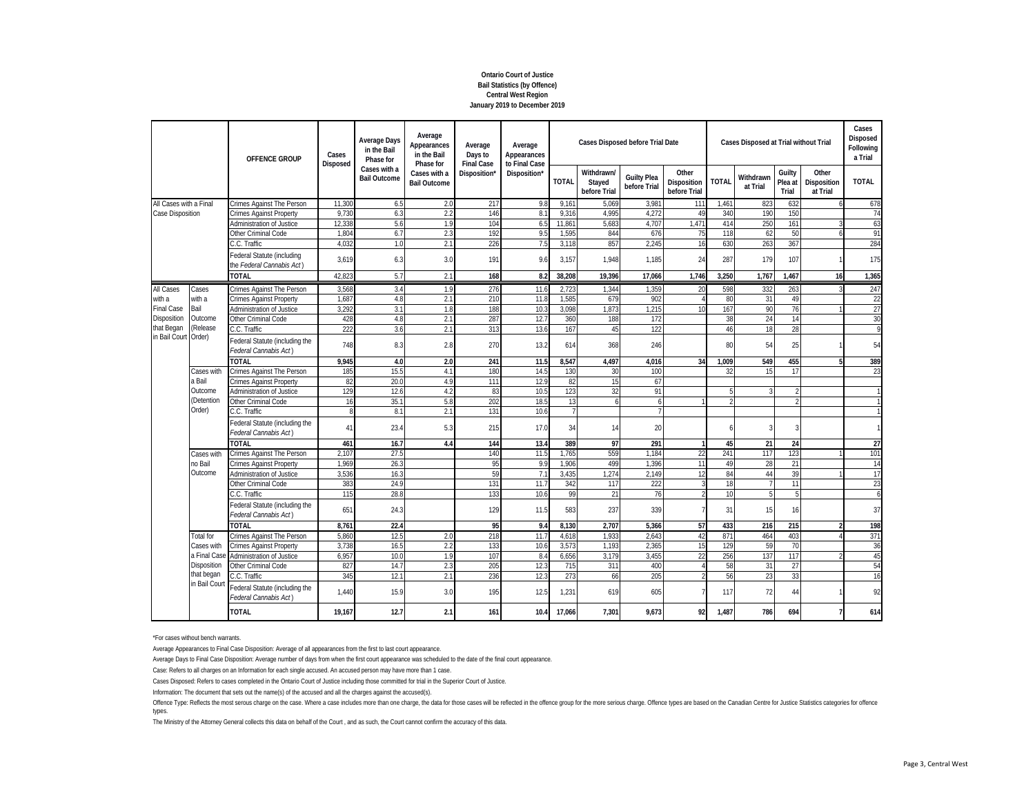**Ontario Court of Justice**
**Bail Statistics (by Offence)**
**Central West Region**
**January 2019 to December 2019**

| | | OFFENCE GROUP | Cases Disposed | Average Days in the Bail Phase for Cases with a Bail Outcome | Average Appearances in the Bail Phase for Cases with a Bail Outcome | Average Days to Final Case Disposition* | Average Appearances to Final Case Disposition* | Cases Disposed before Trial Date | | | | Cases Disposed at Trial without Trial | | | | Cases Disposed Following a Trial |
|---|---|---|---|---|---|---|---|---|---|---|---|---|---|---|---|---|
| | | | | | | | | TOTAL | Withdrawn/ Stayed before Trial | Guilty Plea before Trial | Other Disposition before Trial | TOTAL | Withdrawn at Trial | Guilty Plea at Trial | Other Disposition at Trial | TOTAL |
| All Cases with a Final Case Disposition | | Crimes Against The Person | 11,300 | 6.5 | 2.0 | 217 | 9.8 | 9,161 | 5,069 | 3,981 | 111 | 1,461 | 823 | 632 | 6 | 678 |
| | | Crimes Against Property | 9,730 | 6.3 | 2.2 | 146 | 8.1 | 9,316 | 4,995 | 4,272 | 49 | 340 | 190 | 150 | | 74 |
| | | Administration of Justice | 12,338 | 5.6 | 1.9 | 104 | 6.5 | 11,861 | 5,683 | 4,707 | 1,471 | 414 | 250 | 161 | 3 | 63 |
| | | Other Criminal Code | 1,804 | 6.7 | 2.3 | 192 | 9.5 | 1,595 | 844 | 676 | 75 | 118 | 62 | 50 | 6 | 91 |
| | | C.C. Traffic | 4,032 | 1.0 | 2.1 | 226 | 7.5 | 3,118 | 857 | 2,245 | 16 | 630 | 263 | 367 | | 284 |
| | | Federal Statute (including the *Federal Cannabis Act*) | 3,619 | 6.3 | 3.0 | 191 | 9.6 | 3,157 | 1,948 | 1,185 | 24 | 287 | 179 | 107 | 1 | 175 |
| | | **TOTAL** | **42,823** | **5.7** | **2.1** | **168** | **8.2** | **38,208** | **19,396** | **17,066** | **1,746** | **3,250** | **1,767** | **1,467** | **16** | **1,365** |
| All Cases with a Final Case Disposition that Began in Bail Court | Cases with a Bail Outcome (Release Order) | Crimes Against The Person | 3,568 | 3.4 | 1.9 | 276 | 11.6 | 2,723 | 1,344 | 1,359 | 20 | 598 | 332 | 263 | 3 | 247 |
| | | Crimes Against Property | 1,687 | 4.8 | 2.1 | 210 | 11.8 | 1,585 | 679 | 902 | 4 | 80 | 31 | 49 | | 22 |
| | | Administration of Justice | 3,292 | 3.1 | 1.8 | 188 | 10.3 | 3,098 | 1,873 | 1,215 | 10 | 167 | 90 | 76 | 1 | 27 |
| | | Other Criminal Code | 428 | 4.8 | 2.1 | 287 | 12.7 | 360 | 188 | 172 | | 38 | 24 | 14 | | 30 |
| | | C.C. Traffic | 222 | 3.6 | 2.1 | 313 | 13.6 | 167 | 45 | 122 | | 46 | 18 | 28 | | 9 |
| | | Federal Statute (including the *Federal Cannabis Act*) | 748 | 8.3 | 2.8 | 270 | 13.2 | 614 | 368 | 246 | | 80 | 54 | 25 | 1 | 54 |
| | | **TOTAL** | **9,945** | **4.0** | **2.0** | **241** | **11.5** | **8,547** | **4,497** | **4,016** | **34** | **1,009** | **549** | **455** | **5** | **389** |
| | Cases with a Bail Outcome (Detention Order) | Crimes Against The Person | 185 | 15.5 | 4.1 | 180 | 14.5 | 130 | 30 | 100 | | 32 | 15 | 17 | | 23 |
| | | Crimes Against Property | 82 | 20.0 | 4.9 | 111 | 12.9 | 82 | 15 | 67 | | | | | | |
| | | Administration of Justice | 129 | 12.6 | 4.2 | 83 | 10.5 | 123 | 32 | 91 | | 5 | 3 | 2 | | 1 |
| | | Other Criminal Code | 16 | 35.1 | 5.8 | 202 | 18.5 | 13 | 6 | 6 | 1 | 2 | | 2 | | 1 |
| | | C.C. Traffic | 8 | 8.1 | 2.1 | 131 | 10.6 | 7 | | 7 | | | | | | 1 |
| | | Federal Statute (including the *Federal Cannabis Act*) | 41 | 23.4 | 5.3 | 215 | 17.0 | 34 | 14 | 20 | | 6 | 3 | 3 | | 1 |
| | | **TOTAL** | **461** | **16.7** | **4.4** | **144** | **13.4** | **389** | **97** | **291** | **1** | **45** | **21** | **24** | | **27** |
| | Cases with no Bail Outcome | Crimes Against The Person | 2,107 | 27.5 | | 140 | 11.5 | 1,765 | 559 | 1,184 | 22 | 241 | 117 | 123 | 1 | 101 |
| | | Crimes Against Property | 1,969 | 26.3 | | 95 | 9.9 | 1,906 | 499 | 1,396 | 11 | 49 | 28 | 21 | | 14 |
| | | Administration of Justice | 3,536 | 16.3 | | 59 | 7.1 | 3,435 | 1,274 | 2,149 | 12 | 84 | 44 | 39 | 1 | 17 |
| | | Other Criminal Code | 383 | 24.9 | | 131 | 11.7 | 342 | 117 | 222 | 3 | 18 | 7 | 11 | | 23 |
| | | C.C. Traffic | 115 | 28.8 | | 133 | 10.6 | 99 | 21 | 76 | 2 | 10 | 5 | 5 | | 6 |
| | | Federal Statute (including the *Federal Cannabis Act*) | 651 | 24.3 | | 129 | 11.5 | 583 | 237 | 339 | 7 | 31 | 15 | 16 | | 37 |
| | | **TOTAL** | **8,761** | **22.4** | | **95** | **9.4** | **8,130** | **2,707** | **5,366** | **57** | **433** | **216** | **215** | **2** | **198** |
| | Total for Cases with a Final Case Disposition that began in Bail Court | Crimes Against The Person | 5,860 | 12.5 | 2.0 | 218 | 11.7 | 4,618 | 1,933 | 2,643 | 42 | 871 | 464 | 403 | 4 | 371 |
| | | Crimes Against Property | 3,738 | 16.5 | 2.2 | 133 | 10.6 | 3,573 | 1,193 | 2,365 | 15 | 129 | 59 | 70 | | 36 |
| | | Administration of Justice | 6,957 | 10.0 | 1.9 | 107 | 8.4 | 6,656 | 3,179 | 3,455 | 22 | 256 | 137 | 117 | 2 | 45 |
| | | Other Criminal Code | 827 | 14.7 | 2.3 | 205 | 12.3 | 715 | 311 | 400 | 4 | 58 | 31 | 27 | | 54 |
| | | C.C. Traffic | 345 | 12.1 | 2.1 | 236 | 12.3 | 273 | 66 | 205 | 2 | 56 | 23 | 33 | | 16 |
| | | Federal Statute (including the *Federal Cannabis Act*) | 1,440 | 15.9 | 3.0 | 195 | 12.5 | 1,231 | 619 | 605 | 7 | 117 | 72 | 44 | 1 | 92 |
| | | **TOTAL** | **19,167** | **12.7** | **2.1** | **161** | **10.4** | **17,066** | **7,301** | **9,673** | **92** | **1,487** | **786** | **694** | **7** | **614** |

\*For cases without bench warrants.

Average Appearances to Final Case Disposition: Average of all appearances from the first to last court appearance.

Average Days to Final Case Disposition: Average number of days from when the first court appearance was scheduled to the date of the final court appearance.

Case: Refers to all charges on an Information for each single accused. An accused person may have more than 1 case.

Cases Disposed: Refers to cases completed in the Ontario Court of Justice including those committed for trial in the Superior Court of Justice.

Information: The document that sets out the name(s) of the accused and all the charges against the accused(s).

Offence Type: Reflects the most serous charge on the case. Where a case includes more than one charge, the data for those cases will be reflected in the offence group for the more serious charge. Offence types are based on the Canadian Centre for Justice Statistics categories for offence types.

The Ministry of the Attorney General collects this data on behalf of the Court , and as such, the Court cannot confirm the accuracy of this data.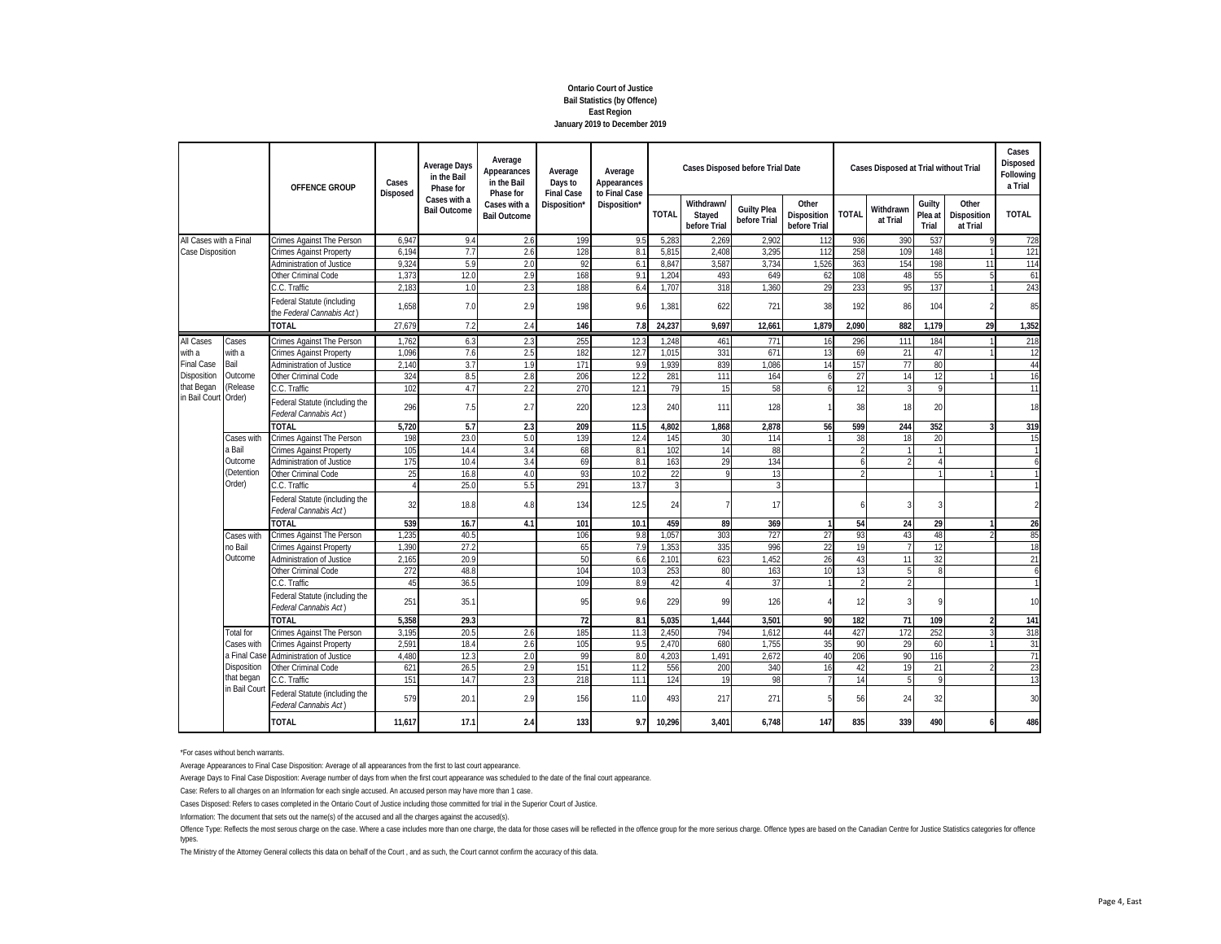**Ontario Court of Justice**
**Bail Statistics (by Offence)**
**East Region**
**January 2019 to December 2019**

| | | OFFENCE GROUP | Cases Disposed | Average Days in the Bail Phase for Cases with a Bail Outcome | Average Appearances in the Bail Phase for Cases with a Bail Outcome | Average Days to Final Case Disposition* | Average Appearances to Final Case Disposition* | Cases Disposed before Trial Date | | | | Cases Disposed at Trial without Trial | | | | Cases Disposed Following a Trial |
|---|---|---|---|---|---|---|---|---|---|---|---|---|---|---|---|---|
| | | | | | | | | TOTAL | Withdrawn/ Stayed before Trial | Guilty Plea before Trial | Other Disposition before Trial | TOTAL | Withdrawn at Trial | Guilty Plea at Trial | Other Disposition at Trial | TOTAL |
| All Cases with a Final Case Disposition | | Crimes Against The Person | 6,947 | 9.4 | 2.6 | 199 | 9.5 | 5,283 | 2,269 | 2,902 | 112 | 936 | 390 | 537 | 9 | 728 |
| | | Crimes Against Property | 6,194 | 7.7 | 2.6 | 128 | 8.1 | 5,815 | 2,408 | 3,295 | 112 | 258 | 109 | 148 | 1 | 121 |
| | | Administration of Justice | 9,324 | 5.9 | 2.0 | 92 | 6.1 | 8,847 | 3,587 | 3,734 | 1,526 | 363 | 154 | 198 | 11 | 114 |
| | | Other Criminal Code | 1,373 | 12.0 | 2.9 | 168 | 9.1 | 1,204 | 493 | 649 | 62 | 108 | 48 | 55 | 5 | 61 |
| | | C.C. Traffic | 2,183 | 1.0 | 2.3 | 188 | 6.4 | 1,707 | 318 | 1,360 | 29 | 233 | 95 | 137 | 1 | 243 |
| | | Federal Statute (including the *Federal Cannabis Act*) | 1,658 | 7.0 | 2.9 | 198 | 9.6 | 1,381 | 622 | 721 | 38 | 192 | 86 | 104 | 2 | 85 |
| | | **TOTAL** | 27,679 | 7.2 | 2.4 | **146** | **7.8** | **24,237** | **9,697** | **12,661** | **1,879** | **2,090** | **882** | **1,179** | **29** | **1,352** |
| All Cases with a Final Case Disposition that Began in Bail Court | Cases with a Bail Outcome (Release Order) | Crimes Against The Person | 1,762 | 6.3 | 2.3 | 255 | 12.3 | 1,248 | 461 | 771 | 16 | 296 | 111 | 184 | 1 | 218 |
| | | Crimes Against Property | 1,096 | 7.6 | 2.5 | 182 | 12.7 | 1,015 | 331 | 671 | 13 | 69 | 21 | 47 | 1 | 12 |
| | | Administration of Justice | 2,140 | 3.7 | 1.9 | 171 | 9.9 | 1,939 | 839 | 1,086 | 14 | 157 | 77 | 80 | | 44 |
| | | Other Criminal Code | 324 | 8.5 | 2.8 | 206 | 12.2 | 281 | 111 | 164 | 6 | 27 | 14 | 12 | 1 | 16 |
| | | C.C. Traffic | 102 | 4.7 | 2.2 | 270 | 12.1 | 79 | 15 | 58 | 6 | 12 | 3 | 9 | | 11 |
| | | Federal Statute (including the *Federal Cannabis Act*) | 296 | 7.5 | 2.7 | 220 | 12.3 | 240 | 111 | 128 | 1 | 38 | 18 | 20 | | 18 |
| | | **TOTAL** | **5,720** | **5.7** | **2.3** | **209** | **11.5** | **4,802** | **1,868** | **2,878** | **56** | **599** | **244** | **352** | **3** | **319** |
| | Cases with a Bail Outcome (Detention Order) | Crimes Against The Person | 198 | 23.0 | 5.0 | 139 | 12.4 | 145 | 30 | 114 | 1 | 38 | 18 | 20 | | 15 |
| | | Crimes Against Property | 105 | 14.4 | 3.4 | 68 | 8.1 | 102 | 14 | 88 | | 2 | 1 | 1 | | 1 |
| | | Administration of Justice | 175 | 10.4 | 3.4 | 69 | 8.1 | 163 | 29 | 134 | | 6 | 2 | 4 | | 6 |
| | | Other Criminal Code | 25 | 16.8 | 4.0 | 93 | 10.2 | 22 | 9 | 13 | | 2 | | 1 | 1 | 1 |
| | | C.C. Traffic | 4 | 25.0 | 5.5 | 291 | 13.7 | 3 | | 3 | | | | | | 1 |
| | | Federal Statute (including the *Federal Cannabis Act*) | 32 | 18.8 | 4.8 | 134 | 12.5 | 24 | 7 | 17 | | 6 | 3 | 3 | | 2 |
| | | **TOTAL** | **539** | **16.7** | **4.1** | **101** | **10.1** | **459** | **89** | **369** | **1** | **54** | **24** | **29** | **1** | **26** |
| | Cases with no Bail Outcome | Crimes Against The Person | 1,235 | 40.5 | | 106 | 9.8 | 1,057 | 303 | 727 | 27 | 93 | 43 | 48 | 2 | 85 |
| | | Crimes Against Property | 1,390 | 27.2 | | 65 | 7.9 | 1,353 | 335 | 996 | 22 | 19 | 7 | 12 | | 18 |
| | | Administration of Justice | 2,165 | 20.9 | | 50 | 6.6 | 2,101 | 623 | 1,452 | 26 | 43 | 11 | 32 | | 21 |
| | | Other Criminal Code | 272 | 48.8 | | 104 | 10.3 | 253 | 80 | 163 | 10 | 13 | 5 | 8 | | 6 |
| | | C.C. Traffic | 45 | 36.5 | | 109 | 8.9 | 42 | 4 | 37 | 1 | 2 | 2 | | | 1 |
| | | Federal Statute (including the *Federal Cannabis Act*) | 251 | 35.1 | | 95 | 9.6 | 229 | 99 | 126 | 4 | 12 | 3 | 9 | | 10 |
| | | **TOTAL** | **5,358** | **29.3** | | **72** | **8.1** | **5,035** | **1,444** | **3,501** | **90** | **182** | **71** | **109** | **2** | **141** |
| | Total for Cases with a Final Case Disposition that began in Bail Court | Crimes Against The Person | 3,195 | 20.5 | 2.6 | 185 | 11.3 | 2,450 | 794 | 1,612 | 44 | 427 | 172 | 252 | 3 | 318 |
| | | Crimes Against Property | 2,591 | 18.4 | 2.6 | 105 | 9.5 | 2,470 | 680 | 1,755 | 35 | 90 | 29 | 60 | 1 | 31 |
| | | Administration of Justice | 4,480 | 12.3 | 2.0 | 99 | 8.0 | 4,203 | 1,491 | 2,672 | 40 | 206 | 90 | 116 | | 71 |
| | | Other Criminal Code | 621 | 26.5 | 2.9 | 151 | 11.2 | 556 | 200 | 340 | 16 | 42 | 19 | 21 | 2 | 23 |
| | | C.C. Traffic | 151 | 14.7 | 2.3 | 218 | 11.1 | 124 | 19 | 98 | 7 | 14 | 5 | 9 | | 13 |
| | | Federal Statute (including the *Federal Cannabis Act*) | 579 | 20.1 | 2.9 | 156 | 11.0 | 493 | 217 | 271 | 5 | 56 | 24 | 32 | | 30 |
| | | **TOTAL** | **11,617** | **17.1** | **2.4** | **133** | **9.7** | **10,296** | **3,401** | **6,748** | **147** | **835** | **339** | **490** | **6** | **486** |

*For cases without bench warrants.

Average Appearances to Final Case Disposition: Average of all appearances from the first to last court appearance.

Average Days to Final Case Disposition: Average number of days from when the first court appearance was scheduled to the date of the final court appearance.

Case: Refers to all charges on an Information for each single accused. An accused person may have more than 1 case.

Cases Disposed: Refers to cases completed in the Ontario Court of Justice including those committed for trial in the Superior Court of Justice.

Information: The document that sets out the name(s) of the accused and all the charges against the accused(s).

Offence Type: Reflects the most serous charge on the case. Where a case includes more than one charge, the data for those cases will be reflected in the offence group for the more serious charge. Offence types are based on the Canadian Centre for Justice Statistics categories for offence types.

The Ministry of the Attorney General collects this data on behalf of the Court , and as such, the Court cannot confirm the accuracy of this data.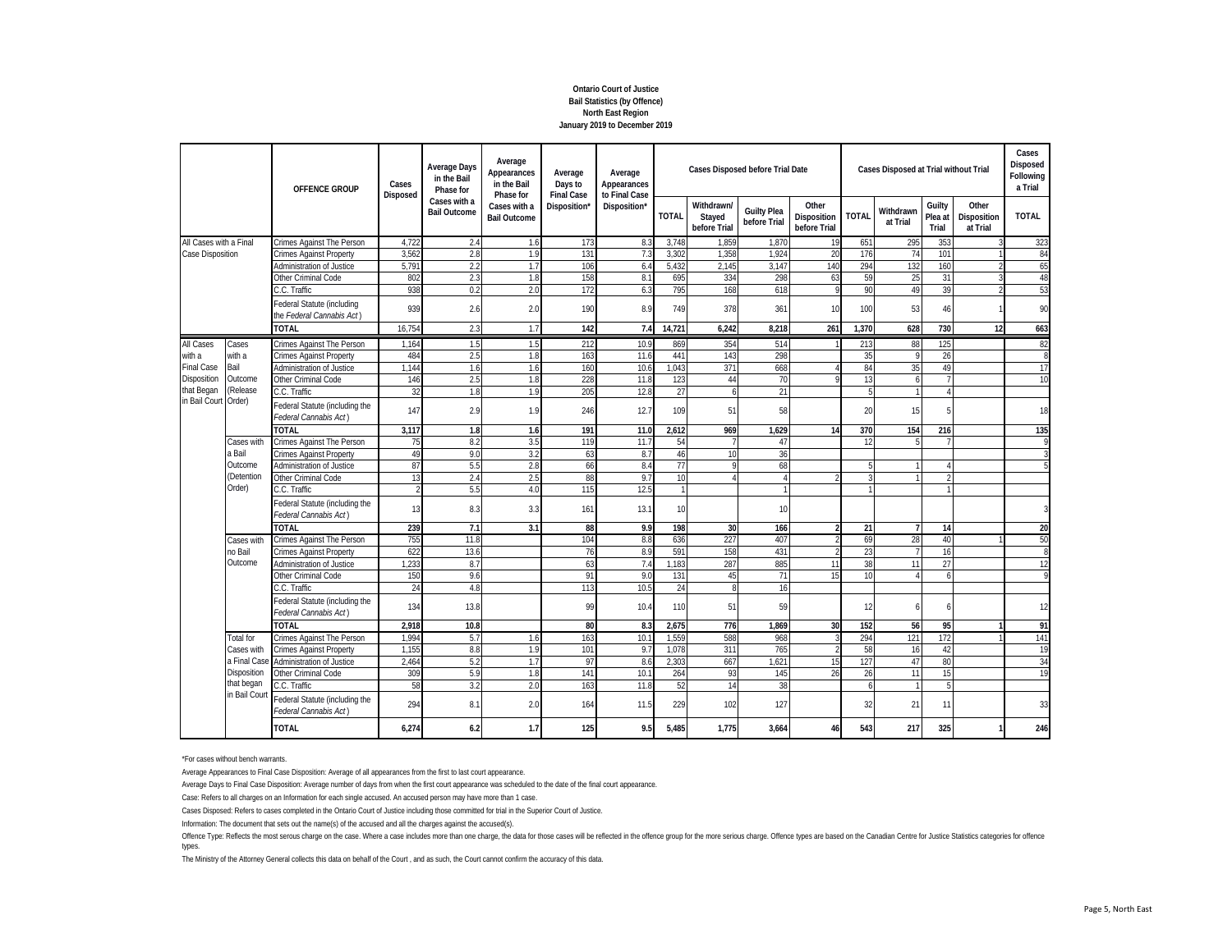**Ontario Court of Justice**
**Bail Statistics (by Offence)**
**North East Region**
**January 2019 to December 2019**

| | | OFFENCE GROUP | Cases Disposed | Average Days in the Bail Phase for Cases with a Bail Outcome | Average Appearances in the Bail Phase for Cases with a Bail Outcome | Average Days to Final Case Disposition* | Average Appearances to Final Case Disposition* | Cases Disposed before Trial Date | | | | Cases Disposed at Trial without Trial | | | | Cases Disposed Following a Trial |
|---|---|---|---|---|---|---|---|---|---|---|---|---|---|---|---|---|
| | | | | | | | | TOTAL | Withdrawn/ Stayed before Trial | Guilty Plea before Trial | Other Disposition before Trial | TOTAL | Withdrawn at Trial | Guilty Plea at Trial | Other Disposition at Trial | TOTAL |
| All Cases with a Final Case Disposition | | Crimes Against The Person | 4,722 | 2.4 | 1.6 | 173 | 8.3 | 3,748 | 1,859 | 1,870 | 19 | 651 | 295 | 353 | 3 | 323 |
| | | Crimes Against Property | 3,562 | 2.8 | 1.9 | 131 | 7.3 | 3,302 | 1,358 | 1,924 | 20 | 176 | 74 | 101 | 1 | 84 |
| | | Administration of Justice | 5,791 | 2.2 | 1.7 | 106 | 6.4 | 5,432 | 2,145 | 3,147 | 140 | 294 | 132 | 160 | 2 | 65 |
| | | Other Criminal Code | 802 | 2.3 | 1.8 | 158 | 8.1 | 695 | 334 | 298 | 63 | 59 | 25 | 31 | 3 | 48 |
| | | C.C. Traffic | 938 | 0.2 | 2.0 | 172 | 6.3 | 795 | 168 | 618 | 9 | 90 | 49 | 39 | 2 | 53 |
| | | Federal Statute (including the *Federal Cannabis Act*) | 939 | 2.6 | 2.0 | 190 | 8.9 | 749 | 378 | 361 | 10 | 100 | 53 | 46 | 1 | 90 |
| | | **TOTAL** | **16,754** | **2.3** | **1.7** | **142** | **7.4** | **14,721** | **6,242** | **8,218** | **261** | **1,370** | **628** | **730** | **12** | **663** |
| All Cases with a Final Case Disposition that Began in Bail Court | Cases with a Bail Outcome (Release Order) | Crimes Against The Person | 1,164 | 1.5 | 1.5 | 212 | 10.9 | 869 | 354 | 514 | 1 | 213 | 88 | 125 | | 82 |
| | | Crimes Against Property | 484 | 2.5 | 1.8 | 163 | 11.6 | 441 | 143 | 298 | | 35 | 9 | 26 | | 8 |
| | | Administration of Justice | 1,144 | 1.6 | 1.6 | 160 | 10.6 | 1,043 | 371 | 668 | 4 | 84 | 35 | 49 | | 17 |
| | | Other Criminal Code | 146 | 2.5 | 1.8 | 228 | 11.8 | 123 | 44 | 70 | 9 | 13 | 6 | 7 | | 10 |
| | | C.C. Traffic | 32 | 1.8 | 1.9 | 205 | 12.8 | 27 | 6 | 21 | | 5 | 1 | 4 | | |
| | | Federal Statute (including the *Federal Cannabis Act*) | 147 | 2.9 | 1.9 | 246 | 12.7 | 109 | 51 | 58 | | 20 | 15 | 5 | | 18 |
| | | **TOTAL** | **3,117** | **1.8** | **1.6** | **191** | **11.0** | **2,612** | **969** | **1,629** | **14** | **370** | **154** | **216** | | **135** |
| | Cases with a Bail Outcome (Detention Order) | Crimes Against The Person | 75 | 8.2 | 3.5 | 119 | 11.7 | 54 | 7 | 47 | | 12 | 5 | 7 | | 9 |
| | | Crimes Against Property | 49 | 9.0 | 3.2 | 63 | 8.7 | 46 | 10 | 36 | | | | | | 3 |
| | | Administration of Justice | 87 | 5.5 | 2.8 | 66 | 8.4 | 77 | 9 | 68 | | 5 | 1 | 4 | | 5 |
| | | Other Criminal Code | 13 | 2.4 | 2.5 | 88 | 9.7 | 10 | 4 | 4 | 2 | 3 | 1 | 2 | | |
| | | C.C. Traffic | 2 | 5.5 | 4.0 | 115 | 12.5 | 1 | | 1 | | 1 | | 1 | | |
| | | Federal Statute (including the *Federal Cannabis Act*) | 13 | 8.3 | 3.3 | 161 | 13.1 | 10 | | 10 | | | | | | 3 |
| | | **TOTAL** | **239** | **7.1** | **3.1** | **88** | **9.9** | **198** | **30** | **166** | **2** | **21** | **7** | **14** | | **20** |
| | Cases with no Bail Outcome | Crimes Against The Person | 755 | 11.8 | | 104 | 8.8 | 636 | 227 | 407 | 2 | 69 | 28 | 40 | 1 | 50 |
| | | Crimes Against Property | 622 | 13.6 | | 76 | 8.9 | 591 | 158 | 431 | 2 | 23 | 7 | 16 | | 8 |
| | | Administration of Justice | 1,233 | 8.7 | | 63 | 7.4 | 1,183 | 287 | 885 | 11 | 38 | 11 | 27 | | 12 |
| | | Other Criminal Code | 150 | 9.6 | | 91 | 9.0 | 131 | 45 | 71 | 15 | 10 | 4 | 6 | | 9 |
| | | C.C. Traffic | 24 | 4.8 | | 113 | 10.5 | 24 | 8 | 16 | | | | | | |
| | | Federal Statute (including the *Federal Cannabis Act*) | 134 | 13.8 | | 99 | 10.4 | 110 | 51 | 59 | | 12 | 6 | 6 | | 12 |
| | | **TOTAL** | **2,918** | **10.8** | | **80** | **8.3** | **2,675** | **776** | **1,869** | **30** | **152** | **56** | **95** | **1** | **91** |
| | Total for Cases with a Final Case Disposition that began in Bail Court | Crimes Against The Person | 1,994 | 5.7 | 1.6 | 163 | 10.1 | 1,559 | 588 | 968 | 3 | 294 | 121 | 172 | 1 | 141 |
| | | Crimes Against Property | 1,155 | 8.8 | 1.9 | 101 | 9.7 | 1,078 | 311 | 765 | 2 | 58 | 16 | 42 | | 19 |
| | | Administration of Justice | 2,464 | 5.2 | 1.7 | 97 | 8.6 | 2,303 | 667 | 1,621 | 15 | 127 | 47 | 80 | | 34 |
| | | Other Criminal Code | 309 | 5.9 | 1.8 | 141 | 10.1 | 264 | 93 | 145 | 26 | 26 | 11 | 15 | | 19 |
| | | C.C. Traffic | 58 | 3.2 | 2.0 | 163 | 11.8 | 52 | 14 | 38 | | 6 | 1 | 5 | | |
| | | Federal Statute (including the *Federal Cannabis Act*) | 294 | 8.1 | 2.0 | 164 | 11.5 | 229 | 102 | 127 | | 32 | 21 | 11 | | 33 |
| | | **TOTAL** | **6,274** | **6.2** | **1.7** | **125** | **9.5** | **5,485** | **1,775** | **3,664** | **46** | **543** | **217** | **325** | **1** | **246** |

*For cases without bench warrants.

Average Appearances to Final Case Disposition: Average of all appearances from the first to last court appearance.

Average Days to Final Case Disposition: Average number of days from when the first court appearance was scheduled to the date of the final court appearance.

Case: Refers to all charges on an Information for each single accused. An accused person may have more than 1 case.

Cases Disposed: Refers to cases completed in the Ontario Court of Justice including those committed for trial in the Superior Court of Justice.

Information: The document that sets out the name(s) of the accused and all the charges against the accused(s).

Offence Type: Reflects the most serous charge on the case. Where a case includes more than one charge, the data for those cases will be reflected in the offence group for the more serious charge. Offence types are based on the Canadian Centre for Justice Statistics categories for offence types.

The Ministry of the Attorney General collects this data on behalf of the Court , and as such, the Court cannot confirm the accuracy of this data.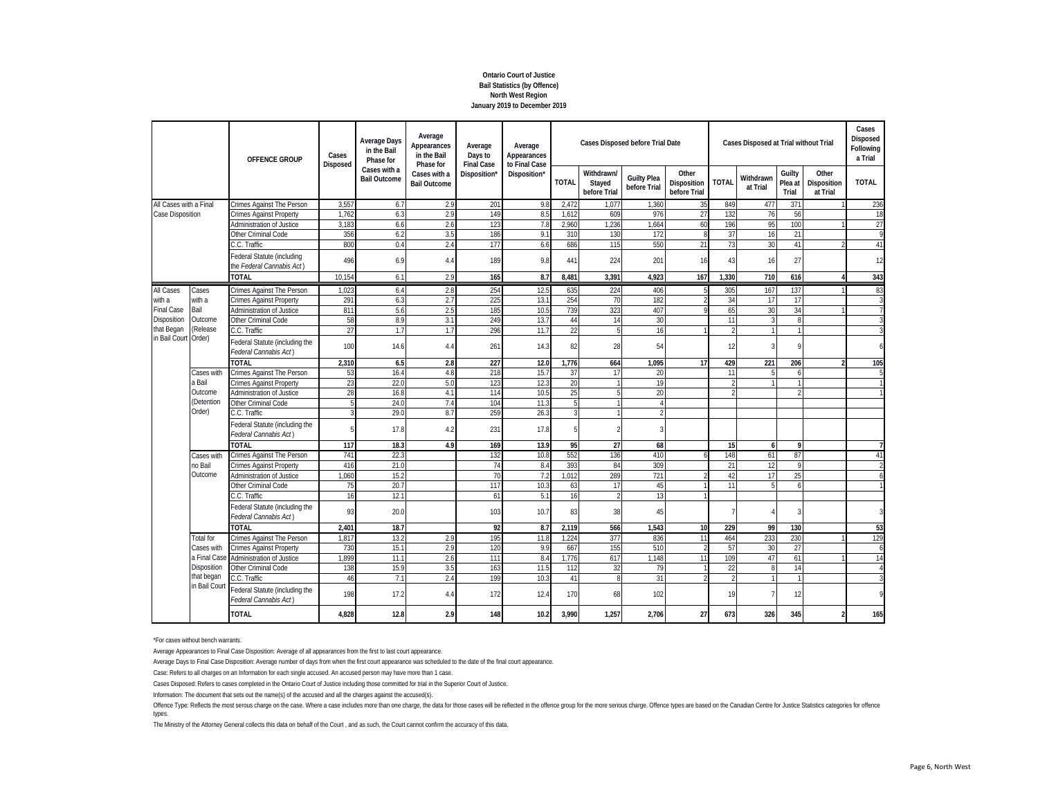**Ontario Court of Justice**
**Bail Statistics (by Offence)**
**North West Region**
**January 2019 to December 2019**

| | | OFFENCE GROUP | Cases Disposed | Average Days in the Bail Phase for Cases with a Bail Outcome | Average Appearances in the Bail Phase for Cases with a Bail Outcome | Average Days to Final Case Disposition* | Average Appearances to Final Case Disposition* | Cases Disposed before Trial Date | | | | Cases Disposed at Trial without Trial | | | | Cases Disposed Following a Trial |
|---|---|---|---|---|---|---|---|---|---|---|---|---|---|---|---|---|
| | | | | | | | | TOTAL | Withdrawn/ Stayed before Trial | Guilty Plea before Trial | Other Disposition before Trial | TOTAL | Withdrawn at Trial | Guilty Plea at Trial | Other Disposition at Trial | TOTAL |
| All Cases with a Final Case Disposition | | Crimes Against The Person | 3,557 | 6.7 | 2.9 | 201 | 9.8 | 2,472 | 1,077 | 1,360 | 35 | 849 | 477 | 371 | 1 | 236 |
| | | Crimes Against Property | 1,762 | 6.3 | 2.9 | 149 | 8.5 | 1,612 | 609 | 976 | 27 | 132 | 76 | 56 | | 18 |
| | | Administration of Justice | 3,183 | 6.6 | 2.6 | 123 | 7.8 | 2,960 | 1,236 | 1,664 | 60 | 196 | 95 | 100 | 1 | 27 |
| | | Other Criminal Code | 356 | 6.2 | 3.5 | 186 | 9.1 | 310 | 130 | 172 | 8 | 37 | 16 | 21 | | 9 |
| | | C.C. Traffic | 800 | 0.4 | 2.4 | 177 | 6.6 | 686 | 115 | 550 | 21 | 73 | 30 | 41 | 2 | 41 |
| | | Federal Statute (including the *Federal Cannabis Act*) | 496 | 6.9 | 4.4 | 189 | 9.8 | 441 | 224 | 201 | 16 | 43 | 16 | 27 | | 12 |
| | | **TOTAL** | **10,154** | 6.1 | 2.9 | **165** | **8.7** | **8,481** | **3,391** | **4,923** | **167** | **1,330** | **710** | **616** | **4** | **343** |
| All Cases with a Final Case Disposition that Began in Bail Court | Cases with a Bail Outcome (Release Order) | Crimes Against The Person | 1,023 | 6.4 | 2.8 | 254 | 12.5 | 635 | 224 | 406 | 5 | 305 | 167 | 137 | 1 | 83 |
| | | Crimes Against Property | 291 | 6.3 | 2.7 | 225 | 13.1 | 254 | 70 | 182 | 2 | 34 | 17 | 17 | | 3 |
| | | Administration of Justice | 811 | 5.6 | 2.5 | 185 | 10.5 | 739 | 323 | 407 | 9 | 65 | 30 | 34 | 1 | 7 |
| | | Other Criminal Code | 58 | 8.9 | 3.1 | 249 | 13.7 | 44 | 14 | 30 | | 11 | 3 | 8 | | 3 |
| | | C.C. Traffic | 27 | 1.7 | 1.7 | 296 | 11.7 | 22 | 5 | 16 | 1 | 2 | 1 | 1 | | 3 |
| | | Federal Statute (including the *Federal Cannabis Act*) | 100 | 14.6 | 4.4 | 261 | 14.3 | 82 | 28 | 54 | | 12 | 3 | 9 | | 6 |
| | | **TOTAL** | **2,310** | **6.5** | **2.8** | **227** | **12.0** | **1,776** | **664** | **1,095** | **17** | **429** | **221** | **206** | **2** | **105** |
| | Cases with a Bail Outcome (Detention Order) | Crimes Against The Person | 53 | 16.4 | 4.8 | 218 | 15.7 | 37 | 17 | 20 | | 11 | 5 | 6 | | 5 |
| | | Crimes Against Property | 23 | 22.0 | 5.0 | 123 | 12.3 | 20 | 1 | 19 | | 2 | 1 | 1 | | 1 |
| | | Administration of Justice | 28 | 16.8 | 4.1 | 114 | 10.5 | 25 | 5 | 20 | | 2 | | 2 | | 1 |
| | | Other Criminal Code | 5 | 24.0 | 7.4 | 104 | 11.3 | 5 | 1 | 4 | | | | | | |
| | | C.C. Traffic | 3 | 29.0 | 8.7 | 259 | 26.3 | 3 | 1 | 2 | | | | | | |
| | | Federal Statute (including the *Federal Cannabis Act*) | 5 | 17.8 | 4.2 | 231 | 17.8 | 5 | 2 | 3 | | | | | | |
| | | **TOTAL** | **117** | **18.3** | **4.9** | **169** | **13.9** | **95** | **27** | **68** | | **15** | **6** | **9** | | **7** |
| | Cases with no Bail Outcome | Crimes Against The Person | 741 | 22.3 | | 132 | 10.8 | 552 | 136 | 410 | 6 | 148 | 61 | 87 | | 41 |
| | | Crimes Against Property | 416 | 21.0 | | 74 | 8.4 | 393 | 84 | 309 | | 21 | 12 | 9 | | 2 |
| | | Administration of Justice | 1,060 | 15.2 | | 70 | 7.2 | 1,012 | 289 | 721 | 2 | 42 | 17 | 25 | | 6 |
| | | Other Criminal Code | 75 | 20.7 | | 117 | 10.3 | 63 | 17 | 45 | 1 | 11 | 5 | 6 | | 1 |
| | | C.C. Traffic | 16 | 12.1 | | 61 | 5.1 | 16 | 2 | 13 | 1 | | | | | |
| | | Federal Statute (including the *Federal Cannabis Act*) | 93 | 20.0 | | 103 | 10.7 | 83 | 38 | 45 | | 7 | 4 | 3 | | 3 |
| | | **TOTAL** | **2,401** | **18.7** | | **92** | **8.7** | **2,119** | **566** | **1,543** | **10** | **229** | **99** | **130** | | **53** |
| | Total for Cases with a Final Case Disposition that began in Bail Court | Crimes Against The Person | 1,817 | 13.2 | 2.9 | 195 | 11.8 | 1,224 | 377 | 836 | 11 | 464 | 233 | 230 | 1 | 129 |
| | | Crimes Against Property | 730 | 15.1 | 2.9 | 120 | 9.9 | 667 | 155 | 510 | 2 | 57 | 30 | 27 | | 6 |
| | | Administration of Justice | 1,899 | 11.1 | 2.6 | 111 | 8.4 | 1,776 | 617 | 1,148 | 11 | 109 | 47 | 61 | 1 | 14 |
| | | Other Criminal Code | 138 | 15.9 | 3.5 | 163 | 11.5 | 112 | 32 | 79 | 1 | 22 | 8 | 14 | | 4 |
| | | C.C. Traffic | 46 | 7.1 | 2.4 | 199 | 10.3 | 41 | 8 | 31 | 2 | 2 | 1 | 1 | | 3 |
| | | Federal Statute (including the *Federal Cannabis Act*) | 198 | 17.2 | 4.4 | 172 | 12.4 | 170 | 68 | 102 | | 19 | 7 | 12 | | 9 |
| | | **TOTAL** | **4,828** | **12.8** | **2.9** | **148** | **10.2** | **3,990** | **1,257** | **2,706** | **27** | **673** | **326** | **345** | **2** | **165** |

*For cases without bench warrants.

Average Appearances to Final Case Disposition: Average of all appearances from the first to last court appearance.

Average Days to Final Case Disposition: Average number of days from when the first court appearance was scheduled to the date of the final court appearance.

Case: Refers to all charges on an Information for each single accused. An accused person may have more than 1 case.

Cases Disposed: Refers to cases completed in the Ontario Court of Justice including those committed for trial in the Superior Court of Justice.

Information: The document that sets out the name(s) of the accused and all the charges against the accused(s).

Offence Type: Reflects the most serous charge on the case. Where a case includes more than one charge, the data for those cases will be reflected in the offence group for the more serious charge. Offence types are based on the Canadian Centre for Justice Statistics categories for offence types.

The Ministry of the Attorney General collects this data on behalf of the Court , and as such, the Court cannot confirm the accuracy of this data.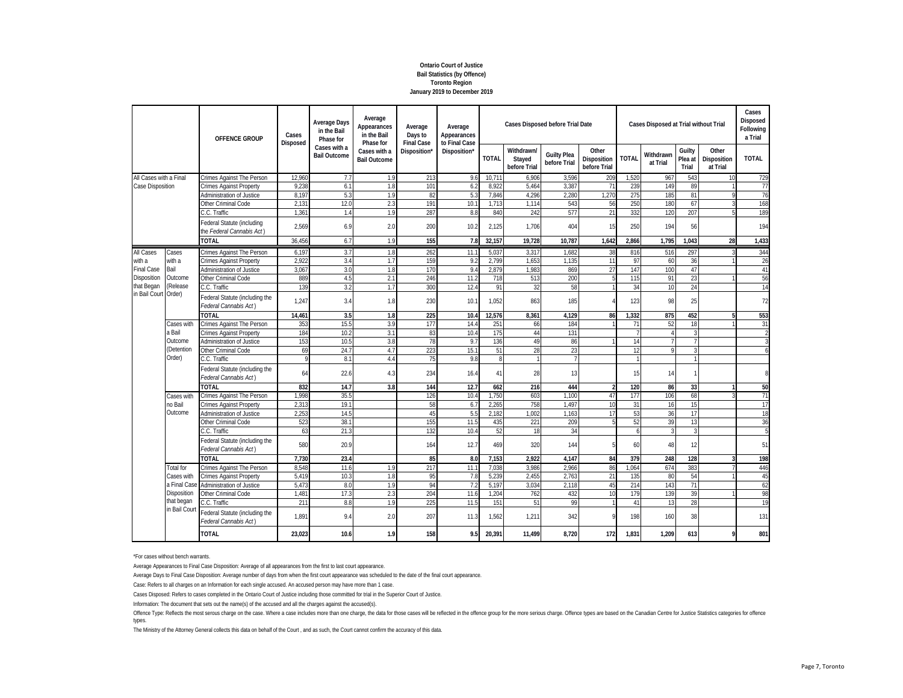**Ontario Court of Justice**
**Bail Statistics (by Offence)**
**Toronto Region**
**January 2019 to December 2019**

| | | OFFENCE GROUP | Cases Disposed | Average Days in the Bail Phase for Cases with a Bail Outcome | Average Appearances in the Bail Phase for Cases with a Bail Outcome | Average Days to Final Case Disposition* | Average Appearances to Final Case Disposition* | Cases Disposed before Trial Date | | | | Cases Disposed at Trial without Trial | | | | Cases Disposed Following a Trial |
|---|---|---|---|---|---|---|---|---|---|---|---|---|---|---|---|---|
| | | | | | | | | TOTAL | Withdrawn/ Stayed before Trial | Guilty Plea before Trial | Other Disposition before Trial | TOTAL | Withdrawn at Trial | Guilty Plea at Trial | Other Disposition at Trial | TOTAL |
| All Cases with a Final Case Disposition | | Crimes Against The Person | 12,960 | 7.7 | 1.9 | 213 | 9.6 | 10,711 | 6,906 | 3,596 | 209 | 1,520 | 967 | 543 | 10 | 729 |
| | | Crimes Against Property | 9,238 | 6.1 | 1.8 | 101 | 6.2 | 8,922 | 5,464 | 3,387 | 71 | 239 | 149 | 89 | 1 | 77 |
| | | Administration of Justice | 8,197 | 5.3 | 1.9 | 82 | 5.3 | 7,846 | 4,296 | 2,280 | 1,270 | 275 | 185 | 81 | 9 | 76 |
| | | Other Criminal Code | 2,131 | 12.0 | 2.3 | 191 | 10.1 | 1,713 | 1,114 | 543 | 56 | 250 | 180 | 67 | 3 | 168 |
| | | C.C. Traffic | 1,361 | 1.4 | 1.9 | 287 | 8.8 | 840 | 242 | 577 | 21 | 332 | 120 | 207 | 5 | 189 |
| | | Federal Statute (including the *Federal Cannabis Act*) | 2,569 | 6.9 | 2.0 | 200 | 10.2 | 2,125 | 1,706 | 404 | 15 | 250 | 194 | 56 | | 194 |
| | | **TOTAL** | **36,456** | **6.7** | **1.9** | **155** | **7.8** | **32,157** | **19,728** | **10,787** | **1,642** | **2,866** | **1,795** | **1,043** | **28** | **1,433** |
| All Cases with a Final Case Disposition that Began in Bail Court | Cases with a Bail Outcome (Release Order) | Crimes Against The Person | 6,197 | 3.7 | 1.8 | 262 | 11.1 | 5,037 | 3,317 | 1,682 | 38 | 816 | 516 | 297 | 3 | 344 |
| | | Crimes Against Property | 2,922 | 3.4 | 1.7 | 159 | 9.2 | 2,799 | 1,653 | 1,135 | 11 | 97 | 60 | 36 | 1 | 26 |
| | | Administration of Justice | 3,067 | 3.0 | 1.8 | 170 | 9.4 | 2,879 | 1,983 | 869 | 27 | 147 | 100 | 47 | | 41 |
| | | Other Criminal Code | 889 | 4.5 | 2.1 | 246 | 11.2 | 718 | 513 | 200 | 5 | 115 | 91 | 23 | 1 | 56 |
| | | C.C. Traffic | 139 | 3.2 | 1.7 | 300 | 12.4 | 91 | 32 | 58 | 1 | 34 | 10 | 24 | | 14 |
| | | Federal Statute (including the *Federal Cannabis Act*) | 1,247 | 3.4 | 1.8 | 230 | 10.1 | 1,052 | 863 | 185 | 4 | 123 | 98 | 25 | | 72 |
| | | **TOTAL** | **14,461** | **3.5** | **1.8** | **225** | **10.4** | **12,576** | **8,361** | **4,129** | **86** | **1,332** | **875** | **452** | **5** | **553** |
| | Cases with a Bail Outcome (Detention Order) | Crimes Against The Person | 353 | 15.5 | 3.9 | 177 | 14.4 | 251 | 66 | 184 | 1 | 71 | 52 | 18 | 1 | 31 |
| | | Crimes Against Property | 184 | 10.2 | 3.1 | 83 | 10.4 | 175 | 44 | 131 | | 7 | 4 | 3 | | 2 |
| | | Administration of Justice | 153 | 10.5 | 3.8 | 78 | 9.7 | 136 | 49 | 86 | 1 | 14 | 7 | 7 | | 3 |
| | | Other Criminal Code | 69 | 24.7 | 4.7 | 223 | 15.1 | 51 | 28 | 23 | | 12 | 9 | 3 | | 6 |
| | | C.C. Traffic | 9 | 8.1 | 4.4 | 75 | 9.8 | 8 | 1 | 7 | | 1 | | 1 | | |
| | | Federal Statute (including the *Federal Cannabis Act*) | 64 | 22.6 | 4.3 | 234 | 16.4 | 41 | 28 | 13 | | 15 | 14 | 1 | | 8 |
| | | **TOTAL** | **832** | **14.7** | **3.8** | **144** | **12.7** | **662** | **216** | **444** | **2** | **120** | **86** | **33** | **1** | **50** |
| | Cases with no Bail Outcome | Crimes Against The Person | 1,998 | 35.5 | | 126 | 10.4 | 1,750 | 603 | 1,100 | 47 | 177 | 106 | 68 | 3 | 71 |
| | | Crimes Against Property | 2,313 | 19.1 | | 58 | 6.7 | 2,265 | 758 | 1,497 | 10 | 31 | 16 | 15 | | 17 |
| | | Administration of Justice | 2,253 | 14.5 | | 45 | 5.5 | 2,182 | 1,002 | 1,163 | 17 | 53 | 36 | 17 | | 18 |
| | | Other Criminal Code | 523 | 38.1 | | 155 | 11.5 | 435 | 221 | 209 | 5 | 52 | 39 | 13 | | 36 |
| | | C.C. Traffic | 63 | 21.3 | | 132 | 10.4 | 52 | 18 | 34 | | 6 | 3 | 3 | | 5 |
| | | Federal Statute (including the *Federal Cannabis Act*) | 580 | 20.9 | | 164 | 12.7 | 469 | 320 | 144 | 5 | 60 | 48 | 12 | | 51 |
| | | **TOTAL** | **7,730** | **23.4** | | **85** | **8.0** | **7,153** | **2,922** | **4,147** | **84** | **379** | **248** | **128** | **3** | **198** |
| | Total for Cases with a Final Case Disposition that began in Bail Court | Crimes Against The Person | 8,548 | 11.6 | 1.9 | 217 | 11.1 | 7,038 | 3,986 | 2,966 | 86 | 1,064 | 674 | 383 | 7 | 446 |
| | | Crimes Against Property | 5,419 | 10.3 | 1.8 | 95 | 7.8 | 5,239 | 2,455 | 2,763 | 21 | 135 | 80 | 54 | 1 | 45 |
| | | Administration of Justice | 5,473 | 8.0 | 1.9 | 94 | 7.2 | 5,197 | 3,034 | 2,118 | 45 | 214 | 143 | 71 | | 62 |
| | | Other Criminal Code | 1,481 | 17.3 | 2.3 | 204 | 11.6 | 1,204 | 762 | 432 | 10 | 179 | 139 | 39 | 1 | 98 |
| | | C.C. Traffic | 211 | 8.8 | 1.9 | 225 | 11.5 | 151 | 51 | 99 | 1 | 41 | 13 | 28 | | 19 |
| | | Federal Statute (including the *Federal Cannabis Act*) | 1,891 | 9.4 | 2.0 | 207 | 11.3 | 1,562 | 1,211 | 342 | 9 | 198 | 160 | 38 | | 131 |
| | | **TOTAL** | **23,023** | **10.6** | **1.9** | **158** | **9.5** | **20,391** | **11,499** | **8,720** | **172** | **1,831** | **1,209** | **613** | **9** | **801** |

*For cases without bench warrants.

Average Appearances to Final Case Disposition: Average of all appearances from the first to last court appearance.

Average Days to Final Case Disposition: Average number of days from when the first court appearance was scheduled to the date of the final court appearance.

Case: Refers to all charges on an Information for each single accused. An accused person may have more than 1 case.

Cases Disposed: Refers to cases completed in the Ontario Court of Justice including those committed for trial in the Superior Court of Justice.

Information: The document that sets out the name(s) of the accused and all the charges against the accused(s).

Offence Type: Reflects the most serous charge on the case. Where a case includes more than one charge, the data for those cases will be reflected in the offence group for the more serious charge. Offence types are based on the Canadian Centre for Justice Statistics categories for offence types.

The Ministry of the Attorney General collects this data on behalf of the Court , and as such, the Court cannot confirm the accuracy of this data.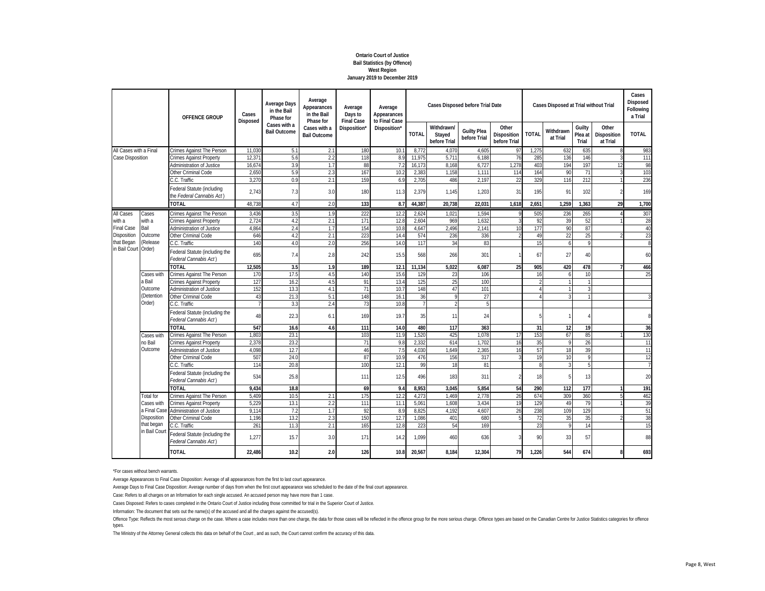**Ontario Court of Justice**
**Bail Statistics (by Offence)**
**West Region**
**January 2019 to December 2019**

| | | OFFENCE GROUP | Cases Disposed | Average Days in the Bail Phase for Cases with a Bail Outcome | Average Appearances in the Bail Phase for Cases with a Bail Outcome | Average Days to Final Case Disposition* | Average Appearances to Final Case Disposition* | Cases Disposed before Trial Date | | | | Cases Disposed at Trial without Trial | | | | Cases Disposed Following a Trial |
|---|---|---|---|---|---|---|---|---|---|---|---|---|---|---|---|---|
| | | | | | | | | TOTAL | Withdrawn/ Stayed before Trial | Guilty Plea before Trial | Other Disposition before Trial | TOTAL | Withdrawn at Trial | Guilty Plea at Trial | Other Disposition at Trial | TOTAL |
| All Cases with a Final Case Disposition | | Crimes Against The Person | 11,030 | 5.1 | 2.1 | 180 | 10.1 | 8,772 | 4,070 | 4,605 | 97 | 1,275 | 632 | 635 | 8 | 983 |
| | | Crimes Against Property | 12,371 | 5.6 | 2.2 | 118 | 8.9 | 11,975 | 5,711 | 6,188 | 76 | 285 | 136 | 146 | 3 | 111 |
| | | Administration of Justice | 16,674 | 3.9 | 1.7 | 88 | 7.2 | 16,173 | 8,168 | 6,727 | 1,278 | 403 | 194 | 197 | 12 | 98 |
| | | Other Criminal Code | 2,650 | 5.9 | 2.3 | 167 | 10.2 | 2,383 | 1,158 | 1,111 | 114 | 164 | 90 | 71 | 3 | 103 |
| | | C.C. Traffic | 3,270 | 0.9 | 2.1 | 159 | 6.9 | 2,705 | 486 | 2,197 | 22 | 329 | 116 | 212 | 1 | 236 |
| | | Federal Statute (including the *Federal Cannabis Act*) | 2,743 | 7.3 | 3.0 | 180 | 11.3 | 2,379 | 1,145 | 1,203 | 31 | 195 | 91 | 102 | 2 | 169 |
| | | **TOTAL** | 48,738 | 4.7 | 2.0 | **133** | **8.7** | **44,387** | **20,738** | **22,031** | **1,618** | **2,651** | **1,259** | **1,363** | **29** | **1,700** |
| All Cases with a Final Case Disposition that Began in Bail Court | Cases with a Bail Outcome (Release Order) | Crimes Against The Person | 3,436 | 3.5 | 1.9 | 222 | 12.2 | 2,624 | 1,021 | 1,594 | 9 | 505 | 236 | 265 | 4 | 307 |
| | | Crimes Against Property | 2,724 | 4.2 | 2.1 | 171 | 12.8 | 2,604 | 969 | 1,632 | 3 | 92 | 39 | 52 | 1 | 28 |
| | | Administration of Justice | 4,864 | 2.4 | 1.7 | 154 | 10.8 | 4,647 | 2,496 | 2,141 | 10 | 177 | 90 | 87 | | 40 |
| | | Other Criminal Code | 646 | 4.2 | 2.1 | 223 | 14.4 | 574 | 236 | 336 | 2 | 49 | 22 | 25 | 2 | 23 |
| | | C.C. Traffic | 140 | 4.0 | 2.0 | 256 | 14.0 | 117 | 34 | 83 | | 15 | 6 | 9 | | 8 |
| | | Federal Statute (including the *Federal Cannabis Act*) | 695 | 7.4 | 2.8 | 242 | 15.5 | 568 | 266 | 301 | 1 | 67 | 27 | 40 | | 60 |
| | | **TOTAL** | **12,505** | **3.5** | **1.9** | **189** | **12.1** | **11,134** | **5,022** | **6,087** | **25** | **905** | **420** | **478** | **7** | **466** |
| | Cases with a Bail Outcome (Detention Order) | Crimes Against The Person | 170 | 17.5 | 4.5 | 140 | 15.6 | 129 | 23 | 106 | | 16 | 6 | 10 | | 25 |
| | | Crimes Against Property | 127 | 16.2 | 4.5 | 91 | 13.4 | 125 | 25 | 100 | | 2 | 1 | 1 | | |
| | | Administration of Justice | 152 | 13.3 | 4.1 | 71 | 10.7 | 148 | 47 | 101 | | 4 | 1 | 3 | | |
| | | Other Criminal Code | 43 | 21.3 | 5.1 | 148 | 16.1 | 36 | 9 | 27 | | 4 | 3 | 1 | | 3 |
| | | C.C. Traffic | 7 | 3.3 | 2.4 | 73 | 10.8 | 7 | 2 | 5 | | | | | | |
| | | Federal Statute (including the *Federal Cannabis Act*) | 48 | 22.3 | 6.1 | 169 | 19.7 | 35 | 11 | 24 | | 5 | 1 | 4 | | 8 |
| | | **TOTAL** | **547** | **16.6** | **4.6** | **111** | **14.0** | **480** | **117** | **363** | | **31** | **12** | **19** | | **36** |
| | Cases with no Bail Outcome | Crimes Against The Person | 1,803 | 23.1 | | 103 | 11.9 | 1,520 | 425 | 1,078 | 17 | 153 | 67 | 85 | 1 | 130 |
| | | Crimes Against Property | 2,378 | 23.2 | | 71 | 9.8 | 2,332 | 614 | 1,702 | 16 | 35 | 9 | 26 | | 11 |
| | | Administration of Justice | 4,098 | 12.7 | | 46 | 7.5 | 4,030 | 1,649 | 2,365 | 16 | 57 | 18 | 39 | | 11 |
| | | Other Criminal Code | 507 | 24.0 | | 87 | 10.9 | 476 | 156 | 317 | 3 | 19 | 10 | 9 | | 12 |
| | | C.C. Traffic | 114 | 20.8 | | 100 | 12.1 | 99 | 18 | 81 | | 8 | 3 | 5 | | 7 |
| | | Federal Statute (including the *Federal Cannabis Act*) | 534 | 25.8 | | 111 | 12.5 | 496 | 183 | 311 | 2 | 18 | 5 | 13 | | 20 |
| | | **TOTAL** | **9,434** | **18.8** | | **69** | **9.4** | **8,953** | **3,045** | **5,854** | **54** | **290** | **112** | **177** | **1** | **191** |
| | Total for Cases with a Final Case Disposition that began in Bail Court | Crimes Against The Person | 5,409 | 10.5 | 2.1 | 175 | 12.2 | 4,273 | 1,469 | 2,778 | 26 | 674 | 309 | 360 | 5 | 462 |
| | | Crimes Against Property | 5,229 | 13.1 | 2.2 | 111 | 11.1 | 5,061 | 1,608 | 3,434 | 19 | 129 | 49 | 79 | 1 | 39 |
| | | Administration of Justice | 9,114 | 7.2 | 1.7 | 92 | 8.9 | 8,825 | 4,192 | 4,607 | 26 | 238 | 109 | 129 | | 51 |
| | | Other Criminal Code | 1,196 | 13.2 | 2.3 | 150 | 12.7 | 1,086 | 401 | 680 | 5 | 72 | 35 | 35 | 2 | 38 |
| | | C.C. Traffic | 261 | 11.3 | 2.1 | 165 | 12.8 | 223 | 54 | 169 | | 23 | 9 | 14 | | 15 |
| | | Federal Statute (including the *Federal Cannabis Act*) | 1,277 | 15.7 | 3.0 | 171 | 14.2 | 1,099 | 460 | 636 | 3 | 90 | 33 | 57 | | 88 |
| | | **TOTAL** | **22,486** | **10.2** | **2.0** | **126** | **10.8** | **20,567** | **8,184** | **12,304** | **79** | **1,226** | **544** | **674** | **8** | **693** |

*For cases without bench warrants.

Average Appearances to Final Case Disposition: Average of all appearances from the first to last court appearance.

Average Days to Final Case Disposition: Average number of days from when the first court appearance was scheduled to the date of the final court appearance.

Case: Refers to all charges on an Information for each single accused. An accused person may have more than 1 case.

Cases Disposed: Refers to cases completed in the Ontario Court of Justice including those committed for trial in the Superior Court of Justice.

Information: The document that sets out the name(s) of the accused and all the charges against the accused(s).

Offence Type: Reflects the most serous charge on the case. Where a case includes more than one charge, the data for those cases will be reflected in the offence group for the more serious charge. Offence types are based on the Canadian Centre for Justice Statistics categories for offence types.

The Ministry of the Attorney General collects this data on behalf of the Court , and as such, the Court cannot confirm the accuracy of this data.